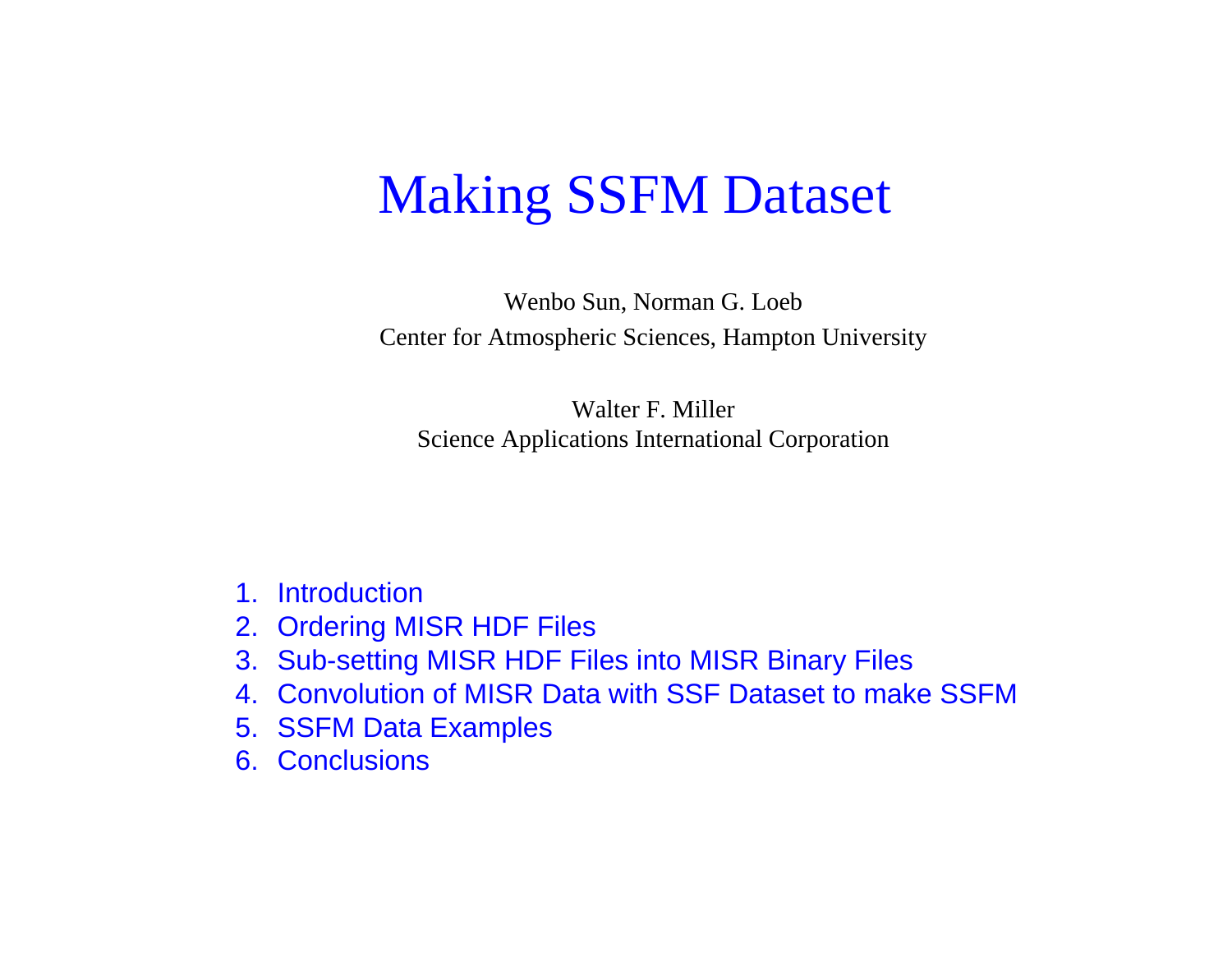# Making SSFM Dataset

Wenbo Sun, Norman G. Loeb
Center for Atmospheric Sciences, Hampton University

Walter F. Miller
Science Applications International Corporation

1. Introduction
2. Ordering MISR HDF Files
3. Sub-setting MISR HDF Files into MISR Binary Files
4. Convolution of MISR Data with SSF Dataset to make SSFM
5. SSFM Data Examples
6. Conclusions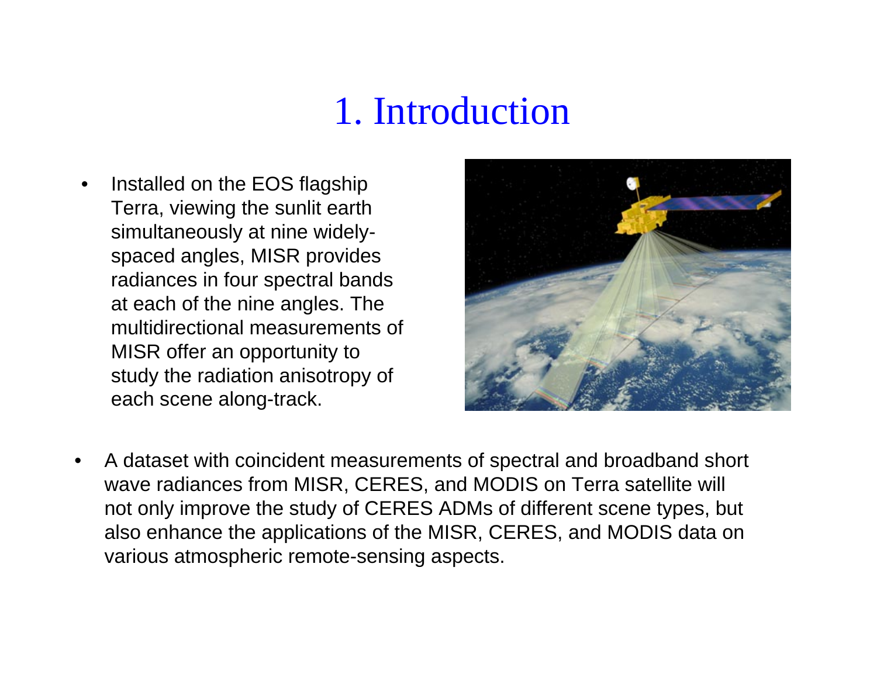# 1. Introduction

- Installed on the EOS flagship Terra, viewing the sunlit earth simultaneously at nine widely-spaced angles, MISR provides radiances in four spectral bands at each of the nine angles. The multidirectional measurements of MISR offer an opportunity to study the radiation anisotropy of each scene along-track.

- A dataset with coincident measurements of spectral and broadband short wave radiances from MISR, CERES, and MODIS on Terra satellite will not only improve the study of CERES ADMs of different scene types, but also enhance the applications of the MISR, CERES, and MODIS data on various atmospheric remote-sensing aspects.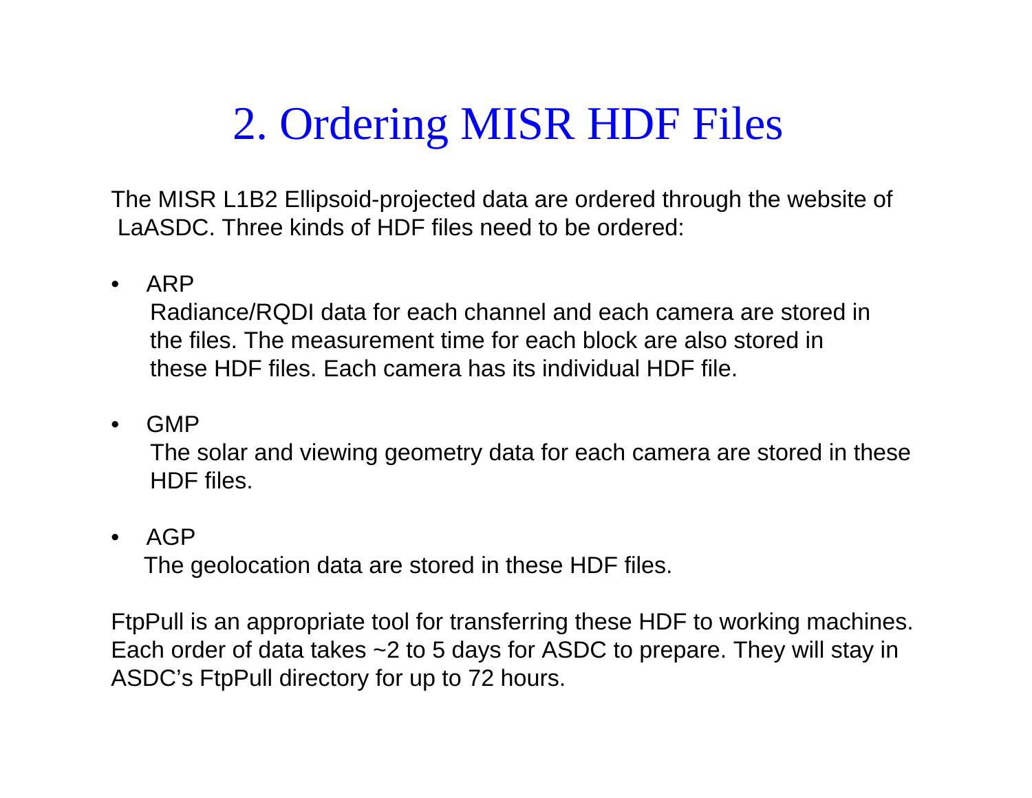# 2. Ordering MISR HDF Files

The MISR L1B2 Ellipsoid-projected data are ordered through the website of LaASDC. Three kinds of HDF files need to be ordered:

- ARP

  Radiance/RQDI data for each channel and each camera are stored in the files. The measurement time for each block are also stored in these HDF files. Each camera has its individual HDF file.

- GMP

  The solar and viewing geometry data for each camera are stored in these HDF files.

- AGP

  The geolocation data are stored in these HDF files.

FtpPull is an appropriate tool for transferring these HDF to working machines. Each order of data takes ~2 to 5 days for ASDC to prepare. They will stay in ASDC's FtpPull directory for up to 72 hours.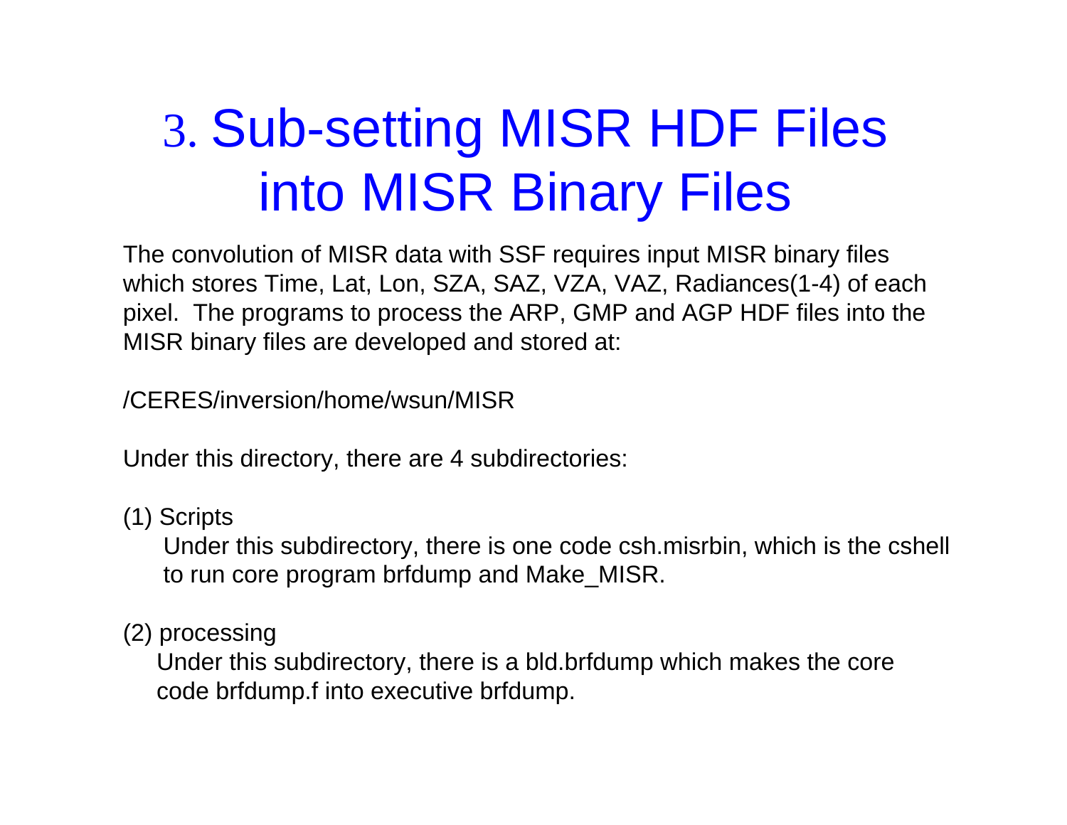# 3. Sub-setting MISR HDF Files into MISR Binary Files

The convolution of MISR data with SSF requires input MISR binary files which stores Time, Lat, Lon, SZA, SAZ, VZA, VAZ, Radiances(1-4) of each pixel. The programs to process the ARP, GMP and AGP HDF files into the MISR binary files are developed and stored at:

/CERES/inversion/home/wsun/MISR

Under this directory, there are 4 subdirectories:

(1) Scripts

Under this subdirectory, there is one code csh.misrbin, which is the cshell to run core program brfdump and Make_MISR.

(2) processing

Under this subdirectory, there is a bld.brfdump which makes the core code brfdump.f into executive brfdump.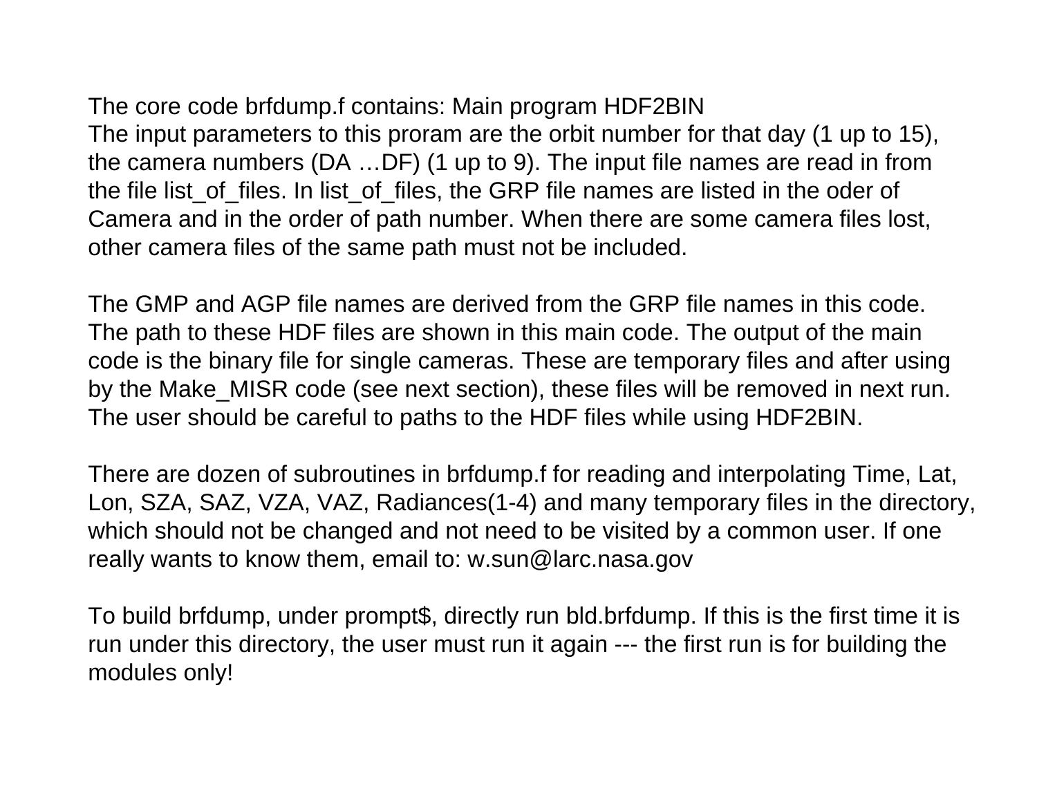The core code brfdump.f contains: Main program HDF2BIN
The input parameters to this proram are the orbit number for that day (1 up to 15), the camera numbers (DA …DF) (1 up to 9). The input file names are read in from the file list_of_files. In list_of_files, the GRP file names are listed in the oder of Camera and in the order of path number. When there are some camera files lost, other camera files of the same path must not be included.

The GMP and AGP file names are derived from the GRP file names in this code. The path to these HDF files are shown in this main code. The output of the main code is the binary file for single cameras. These are temporary files and after using by the Make_MISR code (see next section), these files will be removed in next run. The user should be careful to paths to the HDF files while using HDF2BIN.

There are dozen of subroutines in brfdump.f for reading and interpolating Time, Lat, Lon, SZA, SAZ, VZA, VAZ, Radiances(1-4) and many temporary files in the directory, which should not be changed and not need to be visited by a common user. If one really wants to know them, email to: w.sun@larc.nasa.gov

To build brfdump, under prompt$, directly run bld.brfdump. If this is the first time it is run under this directory, the user must run it again --- the first run is for building the modules only!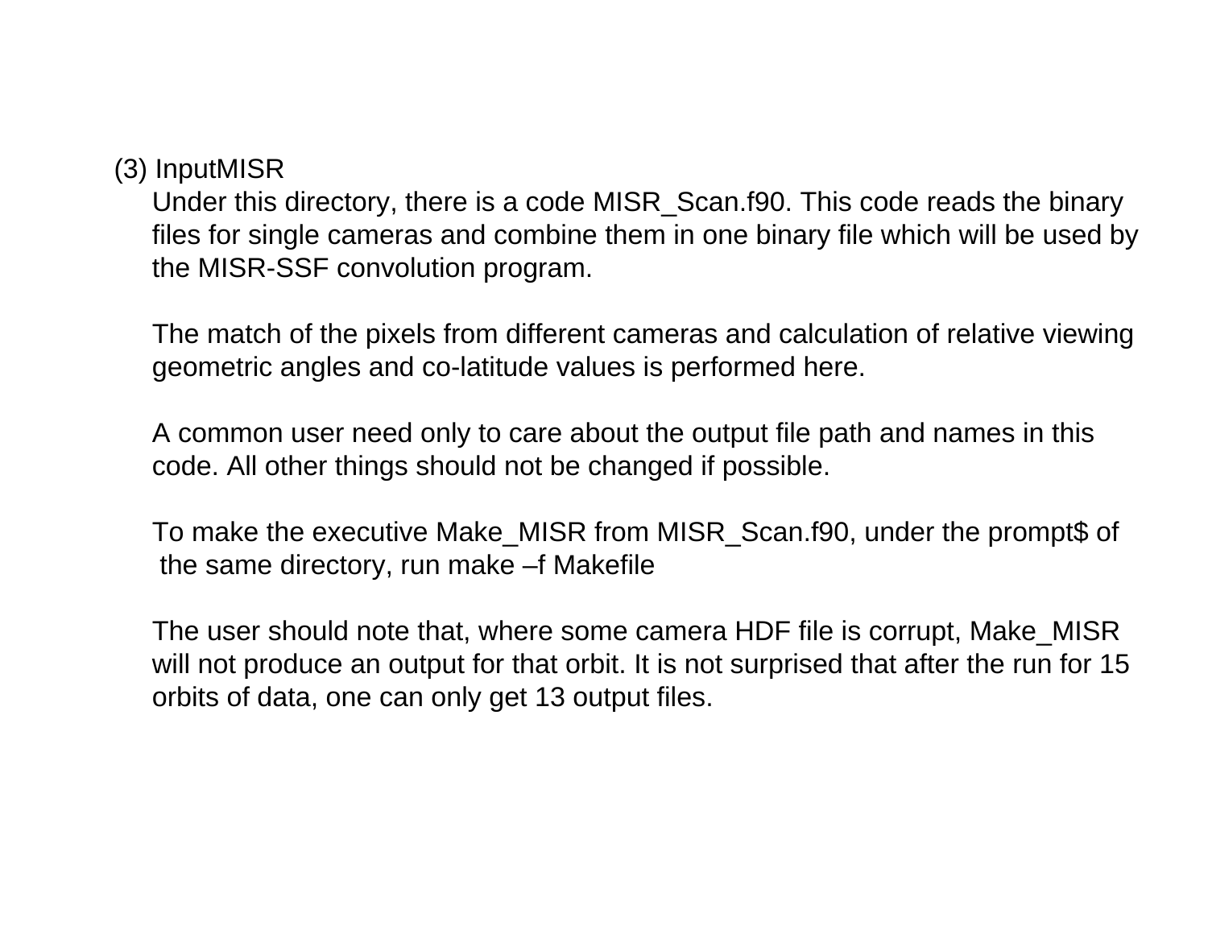(3) InputMISR

Under this directory, there is a code MISR_Scan.f90. This code reads the binary files for single cameras and combine them in one binary file which will be used by the MISR-SSF convolution program.

The match of the pixels from different cameras and calculation of relative viewing geometric angles and co-latitude values is performed here.

A common user need only to care about the output file path and names in this code. All other things should not be changed if possible.

To make the executive Make_MISR from MISR_Scan.f90, under the prompt$ of the same directory, run make –f Makefile

The user should note that, where some camera HDF file is corrupt, Make_MISR will not produce an output for that orbit. It is not surprised that after the run for 15 orbits of data, one can only get 13 output files.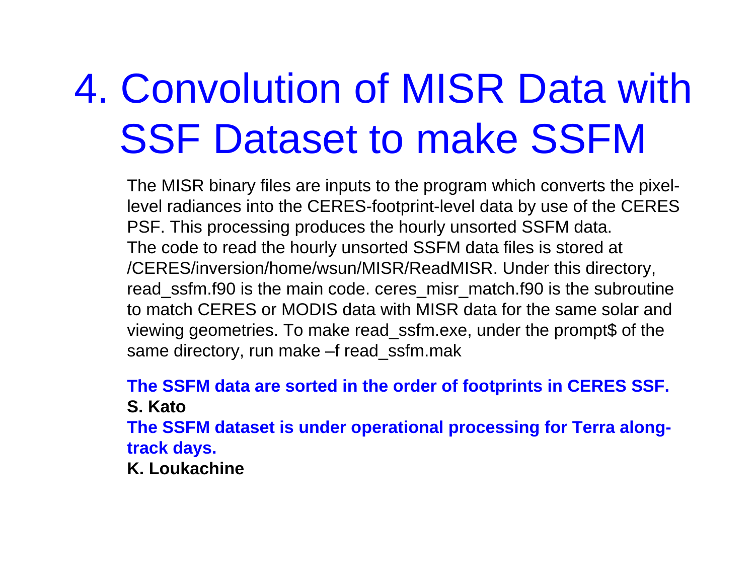# 4. Convolution of MISR Data with SSF Dataset to make SSFM

The MISR binary files are inputs to the program which converts the pixel-level radiances into the CERES-footprint-level data by use of the CERES PSF. This processing produces the hourly unsorted SSFM data.
The code to read the hourly unsorted SSFM data files is stored at /CERES/inversion/home/wsun/MISR/ReadMISR. Under this directory, read_ssfm.f90 is the main code. ceres_misr_match.f90 is the subroutine to match CERES or MODIS data with MISR data for the same solar and viewing geometries. To make read_ssfm.exe, under the prompt$ of the same directory, run make –f read_ssfm.mak

**The SSFM data are sorted in the order of footprints in CERES SSF.**
**S. Kato**
**The SSFM dataset is under operational processing for Terra along-track days.**
**K. Loukachine**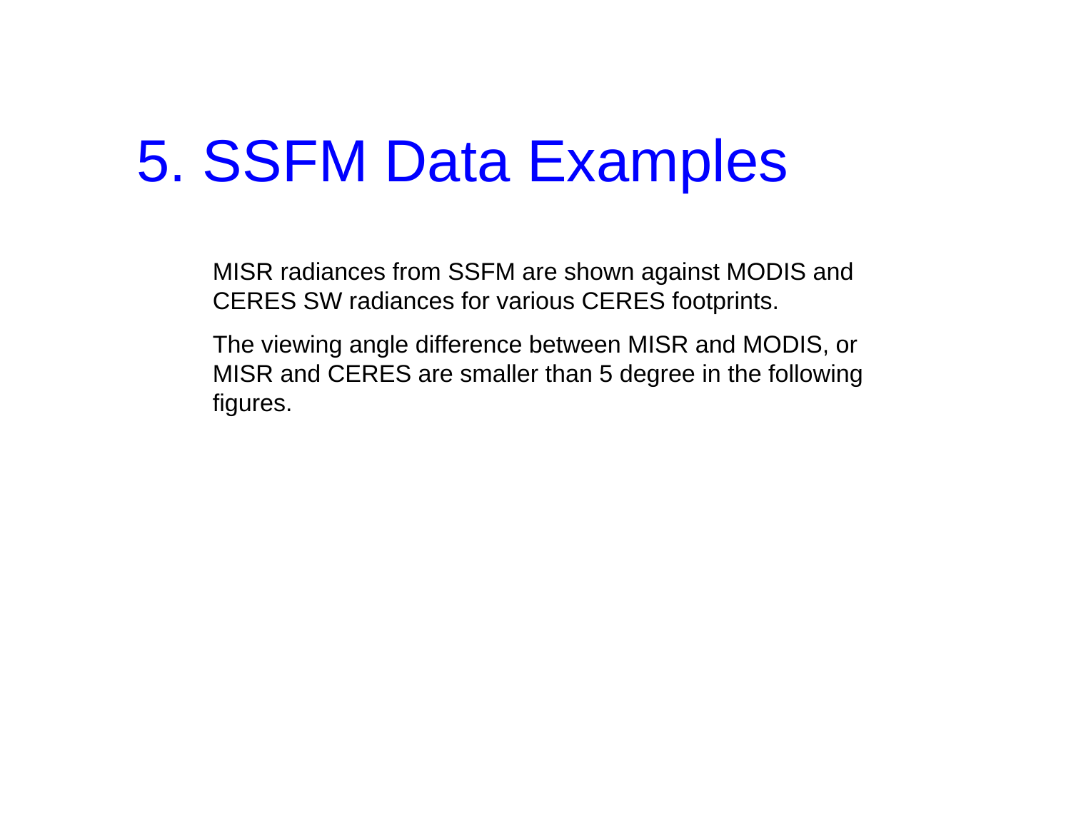# 5. SSFM Data Examples

MISR radiances from SSFM are shown against MODIS and CERES SW radiances for various CERES footprints.

The viewing angle difference between MISR and MODIS, or MISR and CERES are smaller than 5 degree in the following figures.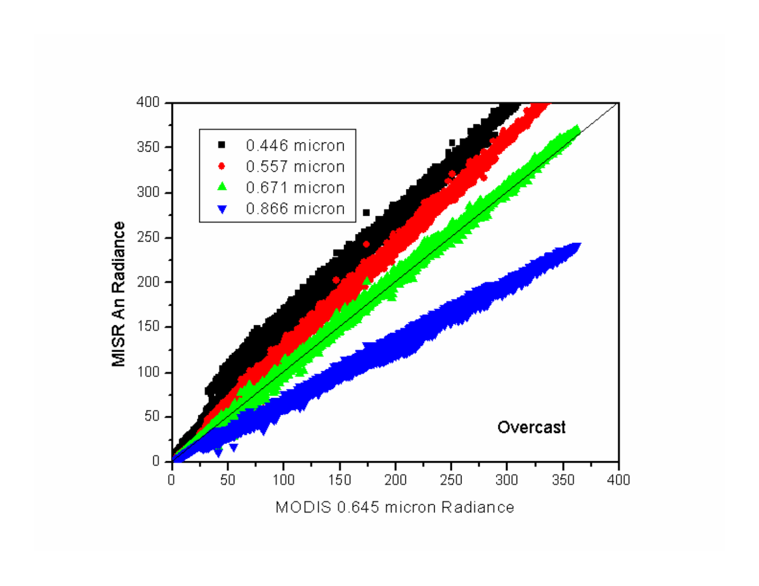MISR An Radiance

MODIS 0.645 micron Radiance

- 0.446 micron
- 0.557 micron
- 0.671 micron
- 0.866 micron

Overcast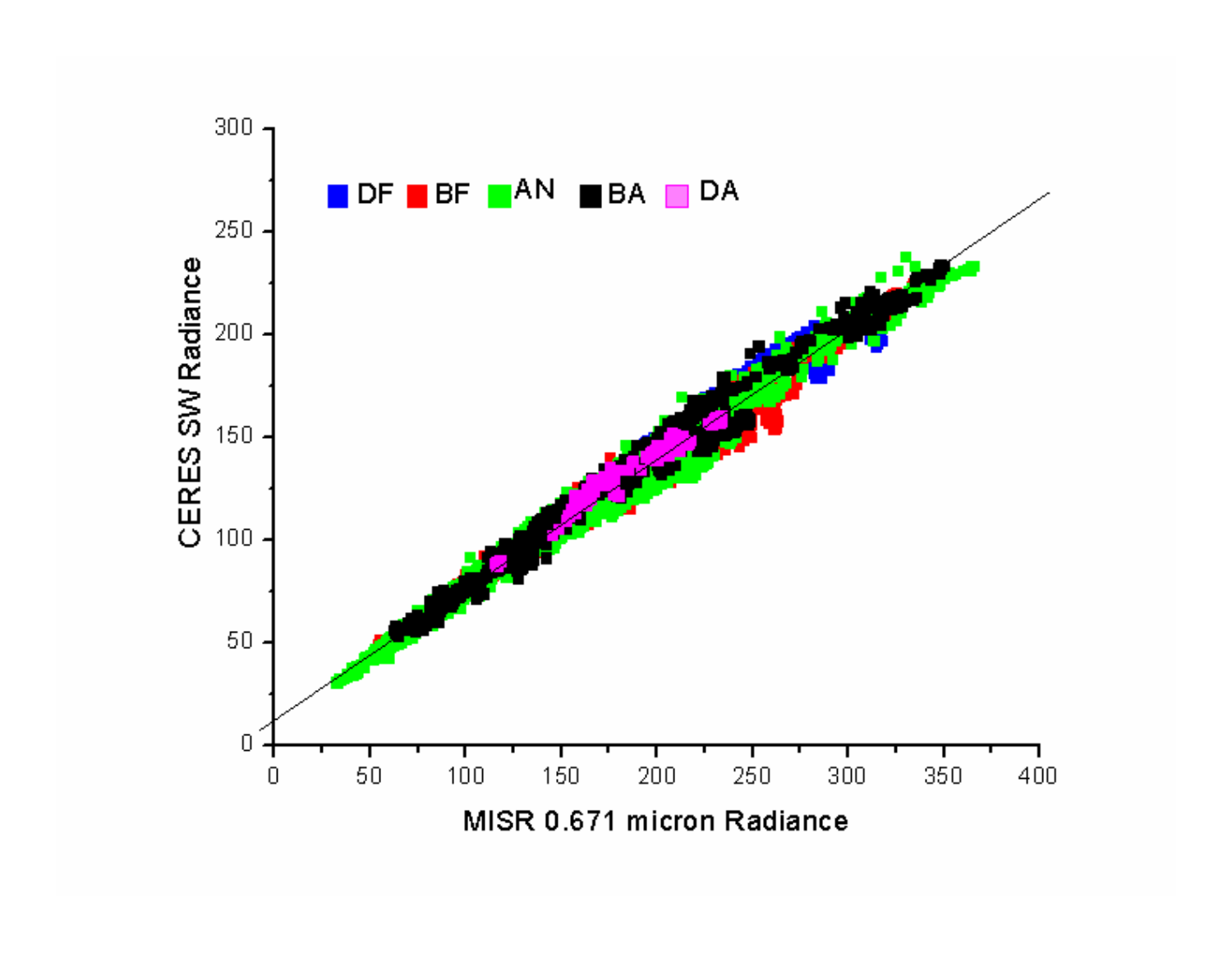DF BF AN BA DA

CERES SW Radiance

MISR 0.671 micron Radiance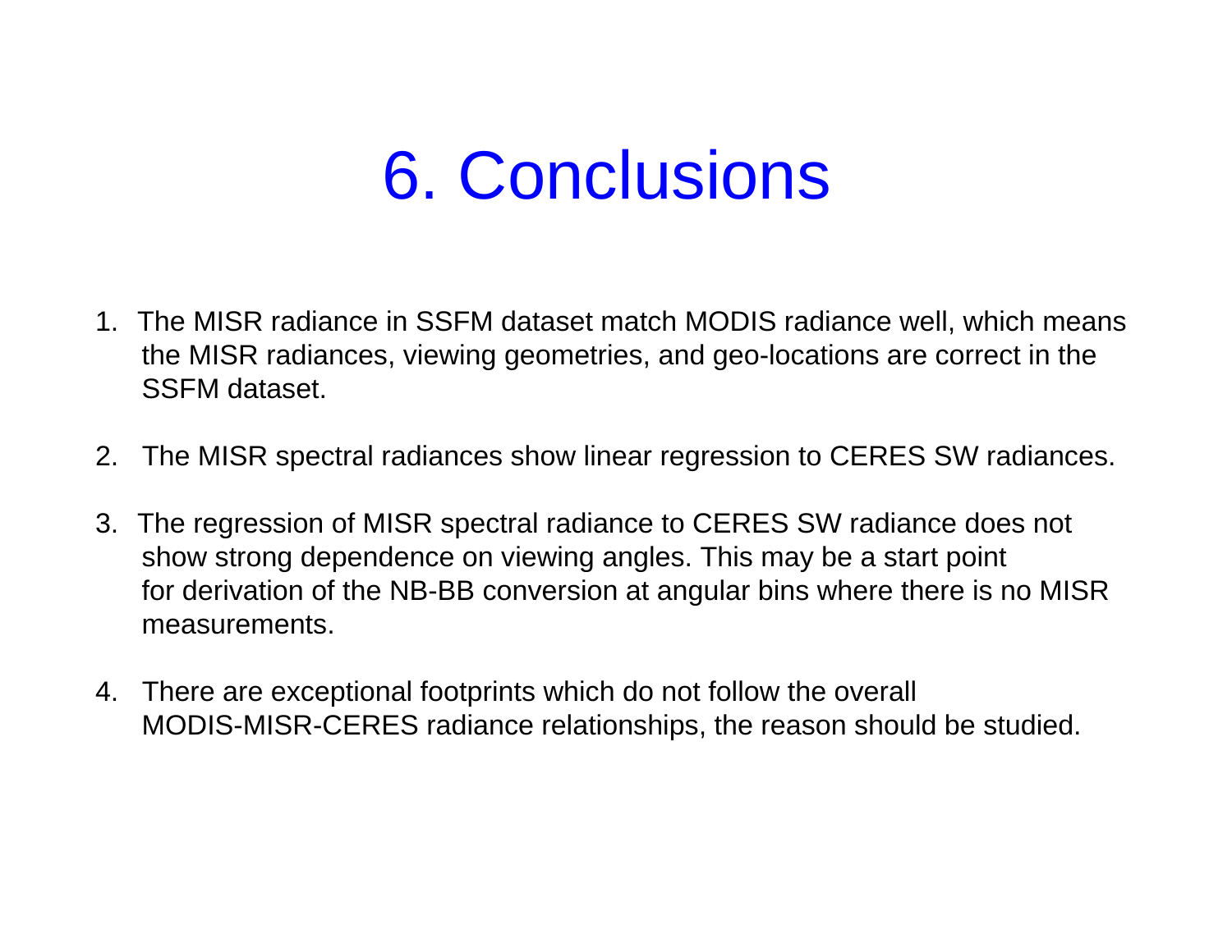# 6. Conclusions

1. The MISR radiance in SSFM dataset match MODIS radiance well, which means the MISR radiances, viewing geometries, and geo-locations are correct in the SSFM dataset.

2. The MISR spectral radiances show linear regression to CERES SW radiances.

3. The regression of MISR spectral radiance to CERES SW radiance does not show strong dependence on viewing angles. This may be a start point for derivation of the NB-BB conversion at angular bins where there is no MISR measurements.

4. There are exceptional footprints which do not follow the overall MODIS-MISR-CERES radiance relationships, the reason should be studied.